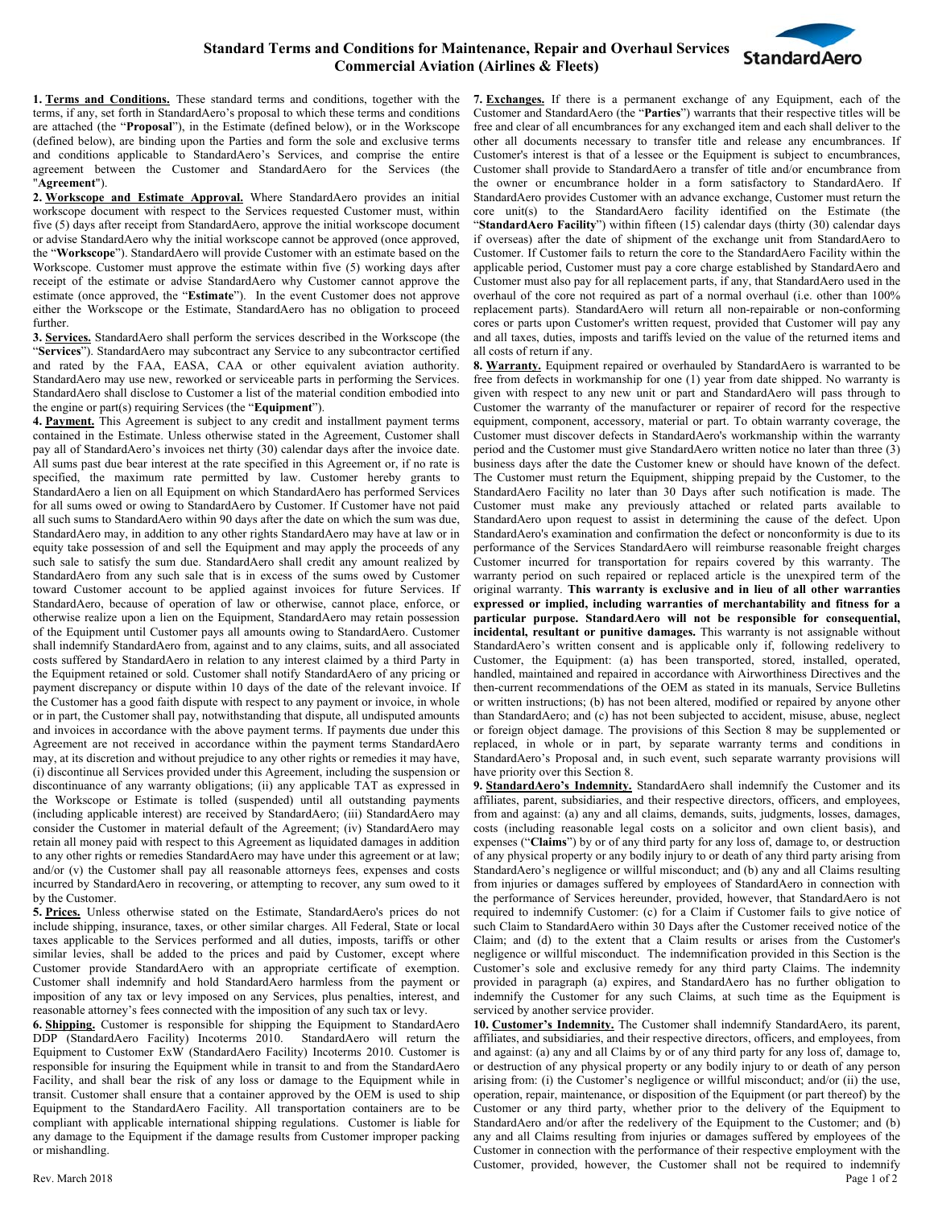# Standard Terms and Conditions for Maintenance, Repair and Overhaul Services Commercial Aviation (Airlines & Fleets)

StandardAero

**1. Terms and Conditions.** These standard terms and conditions, together with the terms, if any, set forth in StandardAero's proposal to which these terms and conditions are attached (the "**Proposal**"), in the Estimate (defined below), or in the Workscope (defined below), are binding upon the Parties and form the sole and exclusive terms and conditions applicable to StandardAero's Services, and comprise the entire agreement between the Customer and StandardAero for the Services (the "**Agreement**").

**2. Workscope and Estimate Approval.** Where StandardAero provides an initial workscope document with respect to the Services requested Customer must, within five (5) days after receipt from StandardAero, approve the initial workscope document or advise StandardAero why the initial workscope cannot be approved (once approved, the "**Workscope**"). StandardAero will provide Customer with an estimate based on the Workscope. Customer must approve the estimate within five (5) working days after receipt of the estimate or advise StandardAero why Customer cannot approve the estimate (once approved, the "**Estimate**"). In the event Customer does not approve either the Workscope or the Estimate, StandardAero has no obligation to proceed further.

**3. Services.** StandardAero shall perform the services described in the Workscope (the "**Services**"). StandardAero may subcontract any Service to any subcontractor certified and rated by the FAA, EASA, CAA or other equivalent aviation authority. StandardAero may use new, reworked or serviceable parts in performing the Services. StandardAero shall disclose to Customer a list of the material condition embodied into the engine or part(s) requiring Services (the "**Equipment**").

**4. Payment.** This Agreement is subject to any credit and installment payment terms contained in the Estimate. Unless otherwise stated in the Agreement, Customer shall pay all of StandardAero's invoices net thirty (30) calendar days after the invoice date. All sums past due bear interest at the rate specified in this Agreement or, if no rate is specified, the maximum rate permitted by law. Customer hereby grants to StandardAero a lien on all Equipment on which StandardAero has performed Services for all sums owed or owing to StandardAero by Customer. If Customer have not paid all such sums to StandardAero within 90 days after the date on which the sum was due, StandardAero may, in addition to any other rights StandardAero may have at law or in equity take possession of and sell the Equipment and may apply the proceeds of any such sale to satisfy the sum due. StandardAero shall credit any amount realized by StandardAero from any such sale that is in excess of the sums owed by Customer toward Customer account to be applied against invoices for future Services. If StandardAero, because of operation of law or otherwise, cannot place, enforce, or otherwise realize upon a lien on the Equipment, StandardAero may retain possession of the Equipment until Customer pays all amounts owing to StandardAero. Customer shall indemnify StandardAero from, against and to any claims, suits, and all associated costs suffered by StandardAero in relation to any interest claimed by a third Party in the Equipment retained or sold. Customer shall notify StandardAero of any pricing or payment discrepancy or dispute within 10 days of the date of the relevant invoice. If the Customer has a good faith dispute with respect to any payment or invoice, in whole or in part, the Customer shall pay, notwithstanding that dispute, all undisputed amounts and invoices in accordance with the above payment terms. If payments due under this Agreement are not received in accordance within the payment terms StandardAero may, at its discretion and without prejudice to any other rights or remedies it may have, (i) discontinue all Services provided under this Agreement, including the suspension or discontinuance of any warranty obligations; (ii) any applicable TAT as expressed in the Workscope or Estimate is tolled (suspended) until all outstanding payments (including applicable interest) are received by StandardAero; (iii) StandardAero may consider the Customer in material default of the Agreement; (iv) StandardAero may retain all money paid with respect to this Agreement as liquidated damages in addition to any other rights or remedies StandardAero may have under this agreement or at law; and/or (v) the Customer shall pay all reasonable attorneys fees, expenses and costs incurred by StandardAero in recovering, or attempting to recover, any sum owed to it by the Customer.

**5. Prices.** Unless otherwise stated on the Estimate, StandardAero's prices do not include shipping, insurance, taxes, or other similar charges. All Federal, State or local taxes applicable to the Services performed and all duties, imposts, tariffs or other similar levies, shall be added to the prices and paid by Customer, except where Customer provide StandardAero with an appropriate certificate of exemption. Customer shall indemnify and hold StandardAero harmless from the payment or imposition of any tax or levy imposed on any Services, plus penalties, interest and reasonable attorney's fees connected with the imposition of any such tax or levy.

**6. Shipping.** Customer is responsible for shipping the Equipment to StandardAero DDP (StandardAero Facility) Incoterms 2010. StandardAero will return the Equipment to Customer ExW (StandardAero Facility) Incoterms 2010. Customer is responsible for insuring the Equipment while in transit to and from the StandardAero Facility, and shall bear the risk of any loss or damage to the Equipment while in transit. Customer shall ensure that a container approved by the OEM is used to ship Equipment to the StandardAero Facility. All transportation containers are to be compliant with applicable international shipping regulations. Customer is liable for any damage to the Equipment if the damage results from Customer improper packing or mishandling.

**7. Exchanges.** If there is a permanent exchange of any Equipment, each of the Customer and StandardAero (the "**Parties**") warrants that their respective titles will be free and clear of all encumbrances for any exchanged item and each shall deliver to the other all documents necessary to transfer title and release any encumbrances. If Customer's interest is that of a lessee or the Equipment is subject to encumbrances, Customer shall provide to StandardAero a transfer of title and/or encumbrance from the owner or encumbrance holder in a form satisfactory to StandardAero. If StandardAero provides Customer with an advance exchange, Customer must return the core unit(s) to the StandardAero facility identified on the Estimate (the "**StandardAero Facility**") within fifteen (15) calendar days (thirty (30) calendar days if overseas) after the date of shipment of the exchange unit from StandardAero to Customer. If Customer fails to return the core to the StandardAero Facility within the applicable period, Customer must pay a core charge established by StandardAero and Customer must also pay for all replacement parts, if any, that StandardAero used in the overhaul of the core not required as part of a normal overhaul (i.e. other than 100% replacement parts). StandardAero will return all non-repairable or non-conforming cores or parts upon Customer's written request, provided that Customer will pay any and all taxes, duties, imposts and tariffs levied on the value of the returned items and all costs of return if any.

**8. Warranty.** Equipment repaired or overhauled by StandardAero is warranted to be free from defects in workmanship for one (1) year from date shipped. No warranty is given with respect to any new unit or part and StandardAero will pass through to Customer the warranty of the manufacturer or repairer of record for the respective equipment, component, accessory, material or part. To obtain warranty coverage, the Customer must discover defects in StandardAero's workmanship within the warranty period and the Customer must give StandardAero written notice no later than three (3) business days after the date the Customer knew or should have known of the defect. The Customer must return the Equipment, shipping prepaid by the Customer, to the StandardAero Facility no later than 30 Days after such notification is made. The Customer must make any previously attached or related parts available to StandardAero upon request to assist in determining the cause of the defect. Upon StandardAero's examination and confirmation the defect or nonconformity is due to its performance of the Services StandardAero will reimburse reasonable freight charges Customer incurred for transportation for repairs covered by this warranty. The warranty period on such repaired or replaced article is the unexpired term of the original warranty. **This warranty is exclusive and in lieu of all other warranties expressed or implied, including warranties of merchantability and fitness for a particular purpose. StandardAero will not be responsible for consequential, incidental, resultant or punitive damages.** This warranty is not assignable without StandardAero's written consent and is applicable only if, following redelivery to Customer, the Equipment: (a) has been transported, stored, installed, operated, handled, maintained and repaired in accordance with Airworthiness Directives and the then-current recommendations of the OEM as stated in its manuals, Service Bulletins or written instructions; (b) has not been altered, modified or repaired by anyone other than StandardAero; and (c) has not been subjected to accident, misuse, abuse, neglect or foreign object damage. The provisions of this Section 8 may be supplemented or replaced, in whole or in part, by separate warranty terms and conditions in StandardAero's Proposal and, in such event, such separate warranty provisions will have priority over this Section 8.

**9. StandardAero's Indemnity.** StandardAero shall indemnify the Customer and its affiliates, parent, subsidiaries, and their respective directors, officers, and employees, from and against: (a) any and all claims, demands, suits, judgments, losses, damages, costs (including reasonable legal costs on a solicitor and own client basis), and expenses ("**Claims**") by or of any third party for any loss of, damage to, or destruction of any physical property or any bodily injury to or death of any third party arising from StandardAero's negligence or willful misconduct; and (b) any and all Claims resulting from injuries or damages suffered by employees of StandardAero in connection with the performance of Services hereunder, provided, however, that StandardAero is not required to indemnify Customer: (c) for a Claim if Customer fails to give notice of such Claim to StandardAero within 30 Days after the Customer received notice of the Claim; and (d) to the extent that a Claim results or arises from the Customer's negligence or willful misconduct. The indemnification provided in this Section is the Customer's sole and exclusive remedy for any third party Claims. The indemnity provided in paragraph (a) expires, and StandardAero has no further obligation to indemnify the Customer for any such Claims, at such time as the Equipment is serviced by another service provider.

**10. Customer's Indemnity.** The Customer shall indemnify StandardAero, its parent, affiliates, and subsidiaries, and their respective directors, officers, and employees, from and against: (a) any and all Claims by or of any third party for any loss of, damage to, or destruction of any physical property or any bodily injury to or death of any person arising from: (i) the Customer's negligence or willful misconduct; and/or (ii) the use, operation, repair, maintenance, or disposition of the Equipment (or part thereof) by the Customer or any third party, whether prior to the delivery of the Equipment to StandardAero and/or after the redelivery of the Equipment to the Customer; and (b) any and all Claims resulting from injuries or damages suffered by employees of the Customer in connection with the performance of their respective employment with the Customer, provided, however, the Customer shall not be required to indemnify

Rev. March 2018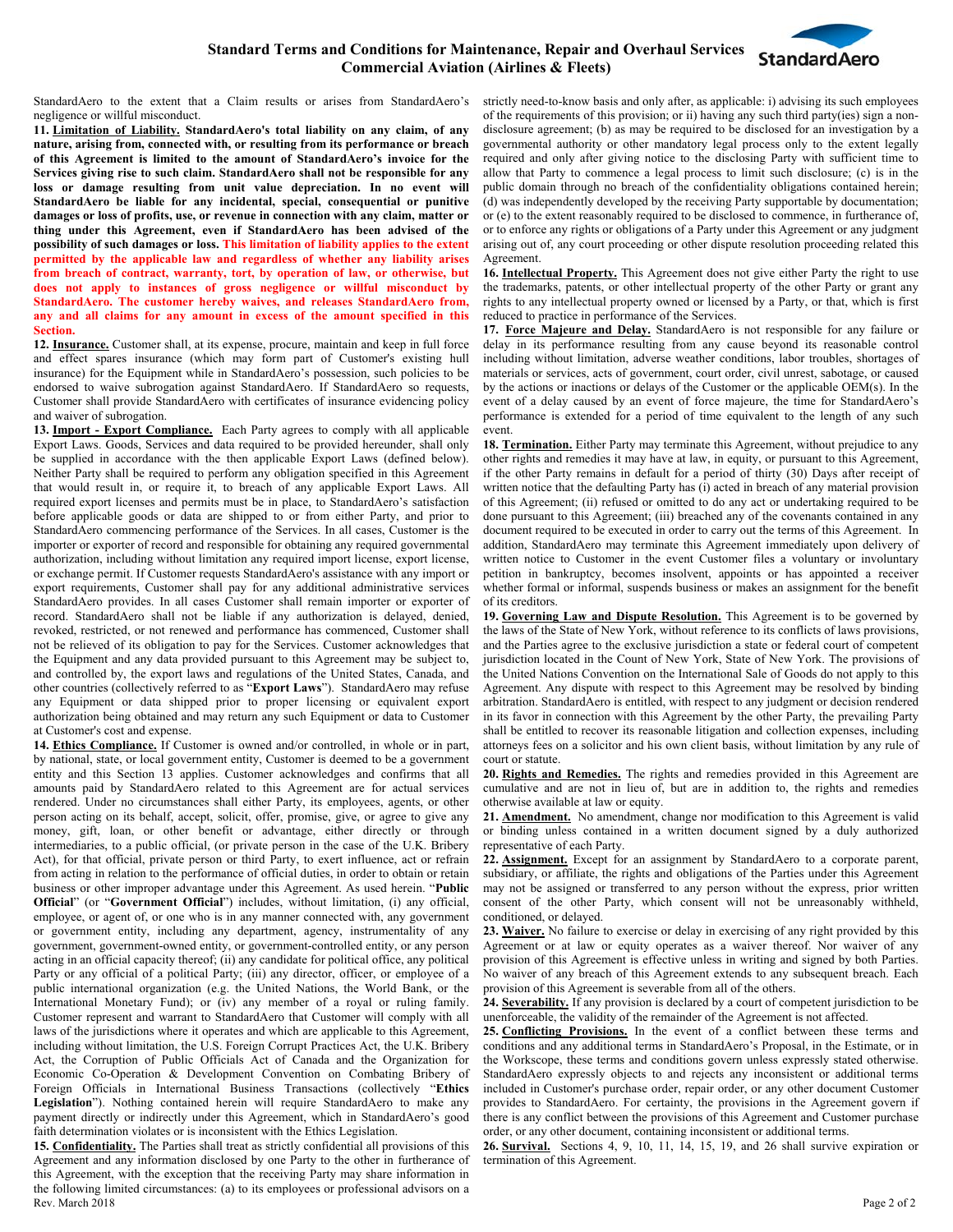StandardAero to the extent that a Claim results or arises from StandardAero's negligence or willful misconduct.

**11. <u>Limitation of Liability.</u> StandardAero's total liability on any claim, of any nature, arising from, connected with, or resulting from its performance or breach of this Agreement is limited to the amount of StandardAero's invoice for the Services giving rise to such claim. StandardAero shall not be responsible for any loss or damage resulting from unit value depreciation. In no event will StandardAero be liable for any incidental, special, consequential or punitive damages or loss of profits, use, or revenue in connection with any claim, matter or thing under this Agreement, even if StandardAero has been advised of the possibility of such damages or loss. This limitation of liability applies to the extent permitted by the applicable law and regardless of whether any liability arises from breach of contract, warranty, tort, by operation of law, or otherwise, but does not apply to instances of gross negligence or willful misconduct by StandardAero. The customer hereby waives, and releases StandardAero from, any and all claims for any amount in excess of the amount specified in this Section.**

**12. <u>Insurance.</u>** Customer shall, at its expense, procure, maintain and keep in full force and effect spares insurance (which may form part of Customer's existing hull insurance) for the Equipment while in StandardAero's possession, such policies to be endorsed to waive subrogation against StandardAero. If StandardAero so requests, Customer shall provide StandardAero with certificates of insurance evidencing policy and waiver of subrogation.

**13. <u>Import - Export Compliance.</u>** Each Party agrees to comply with all applicable Export Laws. Goods, Services and data required to be provided hereunder, shall only be supplied in accordance with the then applicable Export Laws (defined below). Neither Party shall be required to perform any obligation specified in this Agreement that would result in, or require it, to breach of any applicable Export Laws. All required export licenses and permits must be in place, to StandardAero's satisfaction before applicable goods or data are shipped to or from either Party, and prior to StandardAero commencing performance of the Services. In all cases, Customer is the importer or exporter of record and responsible for obtaining any required governmental authorization, including without limitation any required import license, export license, or exchange permit. If Customer requests StandardAero's assistance with any import or export requirements, Customer shall pay for any additional administrative services StandardAero provides. In all cases Customer shall remain importer or exporter of record. StandardAero shall not be liable if any authorization is delayed, denied, revoked, restricted, or not renewed and performance has commenced, Customer shall not be relieved of its obligation to pay for the Services. Customer acknowledges that the Equipment and any data provided pursuant to this Agreement may be subject to, and controlled by, the export laws and regulations of the United States, Canada, and other countries (collectively referred to as "**Export Laws**"). StandardAero may refuse any Equipment or data shipped prior to proper licensing or equivalent export authorization being obtained and may return any such Equipment or data to Customer at Customer's cost and expense.

**14. <u>Ethics Compliance.</u>** If Customer is owned and/or controlled, in whole or in part, by national, state, or local government entity, Customer is deemed to be a government entity and this Section 13 applies. Customer acknowledges and confirms that all amounts paid by StandardAero related to this Agreement are for actual services rendered. Under no circumstances shall either Party, its employees, agents, or other person acting on its behalf, accept, solicit, offer, promise, give, or agree to give any money, gift, loan, or other benefit or advantage, either directly or through intermediaries, to a public official, (or private person in the case of the U.K. Bribery Act), for that official, private person or third Party, to exert influence, act or refrain from acting in relation to the performance of official duties, in order to obtain or retain business or other improper advantage under this Agreement. As used herein. "**Public Official**" (or "**Government Official**") includes, without limitation, (i) any official, employee, or agent of, or one who is in any manner connected with, any government or government entity, including any department, agency, instrumentality of any government, government-owned entity, or government-controlled entity, or any person acting in an official capacity thereof; (ii) any candidate for political office, any political Party or any official of a political Party; (iii) any director, officer, or employee of a public international organization (e.g. the United Nations, the World Bank, or the International Monetary Fund); or (iv) any member of a royal or ruling family. Customer represent and warrant to StandardAero that Customer will comply with all laws of the jurisdictions where it operates and which are applicable to this Agreement, including without limitation, the U.S. Foreign Corrupt Practices Act, the U.K. Bribery Act, the Corruption of Public Officials Act of Canada and the Organization for Economic Co-Operation & Development Convention on Combating Bribery of Foreign Officials in International Business Transactions (collectively "**Ethics Legislation**"). Nothing contained herein will require StandardAero to make any payment directly or indirectly under this Agreement, which in StandardAero's good faith determination violates or is inconsistent with the Ethics Legislation.

**15. <u>Confidentiality.</u>** The Parties shall treat as strictly confidential all provisions of this Agreement and any information disclosed by one Party to the other in furtherance of this Agreement, with the exception that the receiving Party may share information in the following limited circumstances: (a) to its employees or professional advisors on a strictly need-to-know basis and only after, as applicable: i) advising its such employees of the requirements of this provision; or ii) having any such third party(ies) sign a non-disclosure agreement; (b) as may be required to be disclosed for an investigation by a governmental authority or other mandatory legal process only to the extent legally required and only after giving notice to the disclosing Party with sufficient time to allow that Party to commence a legal process to limit such disclosure; (c) is in the public domain through no breach of the confidentiality obligations contained herein; (d) was independently developed by the receiving Party supportable by documentation; or (e) to the extent reasonably required to be disclosed to commence, in furtherance of, or to enforce any rights or obligations of a Party under this Agreement or any judgment arising out of, any court proceeding or other dispute resolution proceeding related this Agreement.

**16. <u>Intellectual Property.</u>** This Agreement does not give either Party the right to use the trademarks, patents, or other intellectual property of the other Party or grant any rights to any intellectual property owned or licensed by a Party, or that, which is first reduced to practice in performance of the Services.

**17. <u>Force Majeure and Delay.</u>** StandardAero is not responsible for any failure or delay in its performance resulting from any cause beyond its reasonable control including without limitation, adverse weather conditions, labor troubles, shortages of materials or services, acts of government, court order, civil unrest, sabotage, or caused by the actions or inactions or delays of the Customer or the applicable OEM(s). In the event of a delay caused by an event of force majeure, the time for StandardAero's performance is extended for a period of time equivalent to the length of any such event.

**18. <u>Termination.</u>** Either Party may terminate this Agreement, without prejudice to any other rights and remedies it may have at law, in equity, or pursuant to this Agreement, if the other Party remains in default for a period of thirty (30) Days after receipt of written notice that the defaulting Party has (i) acted in breach of any material provision of this Agreement; (ii) refused or omitted to do any act or undertaking required to be done pursuant to this Agreement; (iii) breached any of the covenants contained in any document required to be executed in order to carry out the terms of this Agreement. In addition, StandardAero may terminate this Agreement immediately upon delivery of written notice to Customer in the event Customer files a voluntary or involuntary petition in bankruptcy, becomes insolvent, appoints or has appointed a receiver whether formal or informal, suspends business or makes an assignment for the benefit of its creditors.

**19. <u>Governing Law and Dispute Resolution.</u>** This Agreement is to be governed by the laws of the State of New York, without reference to its conflicts of laws provisions, and the Parties agree to the exclusive jurisdiction a state or federal court of competent jurisdiction located in the Count of New York, State of New York. The provisions of the United Nations Convention on the International Sale of Goods do not apply to this Agreement. Any dispute with respect to this Agreement may be resolved by binding arbitration. StandardAero is entitled, with respect to any judgment or decision rendered in its favor in connection with this Agreement by the other Party, the prevailing Party shall be entitled to recover its reasonable litigation and collection expenses, including attorneys fees on a solicitor and his own client basis, without limitation by any rule of court or statute.

**20. <u>Rights and Remedies.</u>** The rights and remedies provided in this Agreement are cumulative and are not in lieu of, but are in addition to, the rights and remedies otherwise available at law or equity.

**21. <u>Amendment.</u>** No amendment, change nor modification to this Agreement is valid or binding unless contained in a written document signed by a duly authorized representative of each Party.

**22. <u>Assignment.</u>** Except for an assignment by StandardAero to a corporate parent, subsidiary, or affiliate, the rights and obligations of the Parties under this Agreement may not be assigned or transferred to any person without the express, prior written consent of the other Party, which consent will not be unreasonably withheld, conditioned, or delayed.

**23. <u>Waiver.</u>** No failure to exercise or delay in exercising of any right provided by this Agreement or at law or equity operates as a waiver thereof. Nor waiver of any provision of this Agreement is effective unless in writing and signed by both Parties. No waiver of any breach of this Agreement extends to any subsequent breach. Each provision of this Agreement is severable from all of the others.

**24. <u>Severability.</u>** If any provision is declared by a court of competent jurisdiction to be unenforceable, the validity of the remainder of the Agreement is not affected.

**25. <u>Conflicting Provisions.</u>** In the event of a conflict between these terms and conditions and any additional terms in StandardAero's Proposal, in the Estimate, or in the Workscope, these terms and conditions govern unless expressly stated otherwise. StandardAero expressly objects to and rejects any inconsistent or additional terms included in Customer's purchase order, repair order, or any other document Customer provides to StandardAero. For certainty, the provisions in the Agreement govern if there is any conflict between the provisions of this Agreement and Customer purchase order, or any other document, containing inconsistent or additional terms.

**26. <u>Survival.</u>** Sections 4, 9, 10, 11, 14, 15, 19, and 26 shall survive expiration or termination of this Agreement.

Rev. March 2018